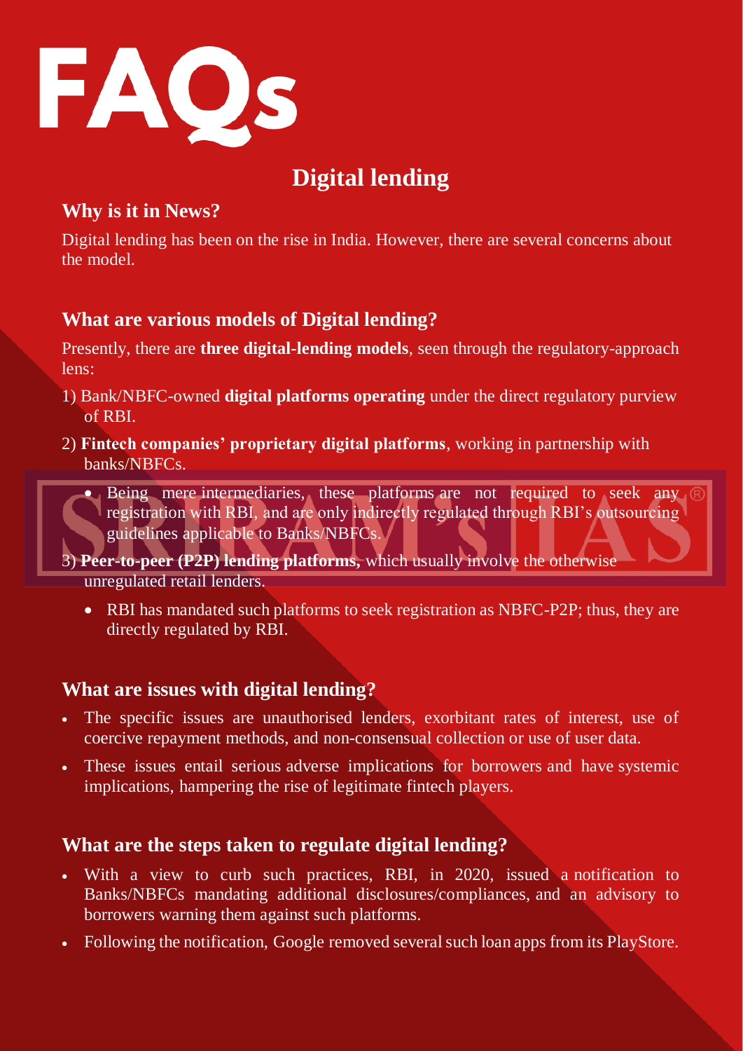# FAQs

## Digital lending

### Why is it in News?

Digital lending has been on the rise in India. However, there are several concerns about the model.

### What are various models of Digital lending?

Presently, there are **three digital-lending models**, seen through the regulatory-approach lens:

1) Bank/NBFC-owned **digital platforms operating** under the direct regulatory purview of RBI.

2) **Fintech companies' proprietary digital platforms**, working in partnership with banks/NBFCs.

   - Being mere intermediaries, these platforms are not required to seek any registration with RBI, and are only indirectly regulated through RBI's outsourcing guidelines applicable to Banks/NBFCs.

3) **Peer-to-peer (P2P) lending platforms,** which usually involve the otherwise unregulated retail lenders.

   - RBI has mandated such platforms to seek registration as NBFC-P2P; thus, they are directly regulated by RBI.

### What are issues with digital lending?

- The specific issues are unauthorised lenders, exorbitant rates of interest, use of coercive repayment methods, and non-consensual collection or use of user data.
- These issues entail serious adverse implications for borrowers and have systemic implications, hampering the rise of legitimate fintech players.

### What are the steps taken to regulate digital lending?

- With a view to curb such practices, RBI, in 2020, issued a notification to Banks/NBFCs mandating additional disclosures/compliances, and an advisory to borrowers warning them against such platforms.
- Following the notification, Google removed several such loan apps from its PlayStore.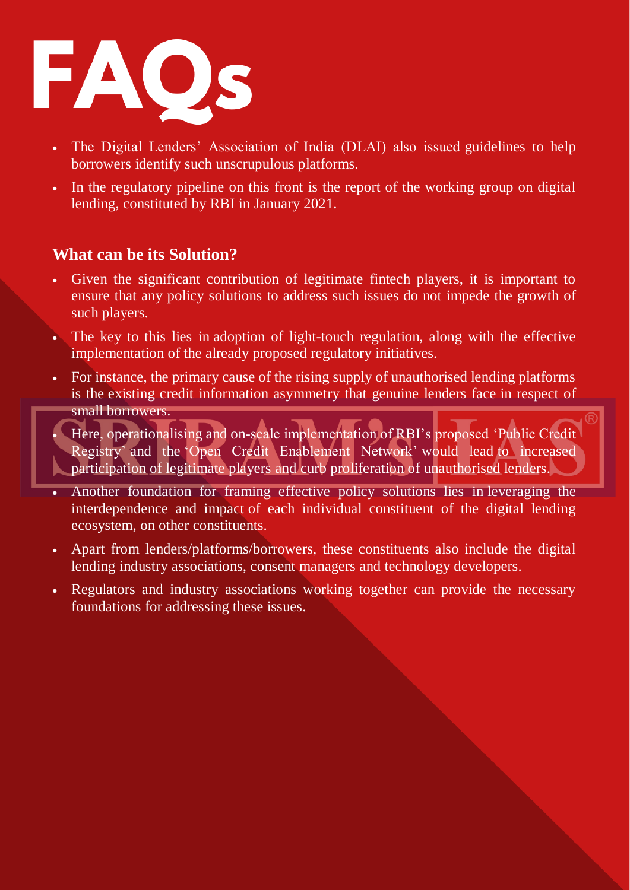- The Digital Lenders' Association of India (DLAI) also issued guidelines to help borrowers identify such unscrupulous platforms.
- In the regulatory pipeline on this front is the report of the working group on digital lending, constituted by RBI in January 2021.

### What can be its Solution?

- Given the significant contribution of legitimate fintech players, it is important to ensure that any policy solutions to address such issues do not impede the growth of such players.
- The key to this lies in adoption of light-touch regulation, along with the effective implementation of the already proposed regulatory initiatives.
- For instance, the primary cause of the rising supply of unauthorised lending platforms is the existing credit information asymmetry that genuine lenders face in respect of small borrowers.
- Here, operationalising and on-scale implementation of RBI's proposed 'Public Credit Registry' and the 'Open Credit Enablement Network' would lead to increased participation of legitimate players and curb proliferation of unauthorised lenders.
- Another foundation for framing effective policy solutions lies in leveraging the interdependence and impact of each individual constituent of the digital lending ecosystem, on other constituents.
- Apart from lenders/platforms/borrowers, these constituents also include the digital lending industry associations, consent managers and technology developers.
- Regulators and industry associations working together can provide the necessary foundations for addressing these issues.